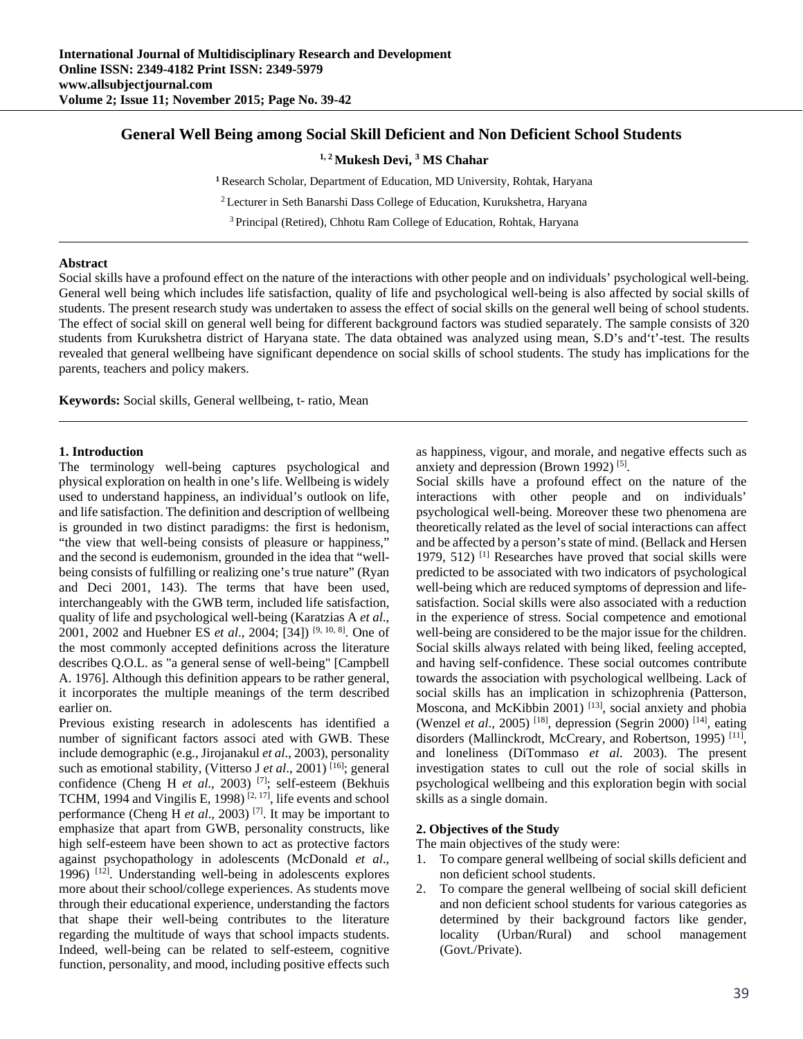# General Well Being among Social Skill Deficient and Non Deficient School Students

**[1, 2] Mukesh Devi, [3] MS Chahar**

[1] Research Scholar, Department of Education, MD University, Rohtak, Haryana

[2] Lecturer in Seth Banarshi Dass College of Education, Kurukshetra, Haryana

[3] Principal (Retired), Chhotu Ram College of Education, Rohtak, Haryana

**Abstract**

Social skills have a profound effect on the nature of the interactions with other people and on individuals' psychological well-being. General well being which includes life satisfaction, quality of life and psychological well-being is also affected by social skills of students. The present research study was undertaken to assess the effect of social skills on the general well being of school students. The effect of social skill on general well being for different background factors was studied separately. The sample consists of 320 students from Kurukshetra district of Haryana state. The data obtained was analyzed using mean, S.D's and't'-test. The results revealed that general wellbeing have significant dependence on social skills of school students. The study has implications for the parents, teachers and policy makers.

**Keywords:** Social skills, General wellbeing, t- ratio, Mean

## 1. Introduction

The terminology well-being captures psychological and physical exploration on health in one's life. Wellbeing is widely used to understand happiness, an individual's outlook on life, and life satisfaction. The definition and description of wellbeing is grounded in two distinct paradigms: the first is hedonism, "the view that well-being consists of pleasure or happiness," and the second is eudemonism, grounded in the idea that "well-being consists of fulfilling or realizing one's true nature" (Ryan and Deci 2001, 143). The terms that have been used, interchangeably with the GWB term, included life satisfaction, quality of life and psychological well-being (Karatzias A *et al*., 2001, 2002 and Huebner ES *et al*., 2004; [34]) [9, 10, 8]. One of the most commonly accepted definitions across the literature describes Q.O.L. as "a general sense of well-being" [Campbell A. 1976]. Although this definition appears to be rather general, it incorporates the multiple meanings of the term described earlier on.

Previous existing research in adolescents has identified a number of significant factors associ ated with GWB. These include demographic (e.g., Jirojanakul *et al*., 2003), personality such as emotional stability, (Vitterso J *et al*., 2001) [16]; general confidence (Cheng H *et al*., 2003) [7]; self-esteem (Bekhuis TCHM, 1994 and Vingilis E, 1998) [2, 17], life events and school performance (Cheng H *et al*., 2003) [7]. It may be important to emphasize that apart from GWB, personality constructs, like high self-esteem have been shown to act as protective factors against psychopathology in adolescents (McDonald *et al*., 1996) [12]. Understanding well-being in adolescents explores more about their school/college experiences. As students move through their educational experience, understanding the factors that shape their well-being contributes to the literature regarding the multitude of ways that school impacts students. Indeed, well-being can be related to self-esteem, cognitive function, personality, and mood, including positive effects such as happiness, vigour, and morale, and negative effects such as anxiety and depression (Brown 1992) [5].

Social skills have a profound effect on the nature of the interactions with other people and on individuals' psychological well-being. Moreover these two phenomena are theoretically related as the level of social interactions can affect and be affected by a person's state of mind. (Bellack and Hersen 1979, 512) [1] Researches have proved that social skills were predicted to be associated with two indicators of psychological well-being which are reduced symptoms of depression and life-satisfaction. Social skills were also associated with a reduction in the experience of stress. Social competence and emotional well-being are considered to be the major issue for the children. Social skills always related with being liked, feeling accepted, and having self-confidence. These social outcomes contribute towards the association with psychological wellbeing. Lack of social skills has an implication in schizophrenia (Patterson, Moscona, and McKibbin 2001) [13], social anxiety and phobia (Wenzel *et al*., 2005) [18], depression (Segrin 2000) [14], eating disorders (Mallinckrodt, McCreary, and Robertson, 1995) [11], and loneliness (DiTommaso *et al.* 2003). The present investigation states to cull out the role of social skills in psychological wellbeing and this exploration begin with social skills as a single domain.

## 2. Objectives of the Study

The main objectives of the study were:

1. To compare general wellbeing of social skills deficient and non deficient school students.
2. To compare the general wellbeing of social skill deficient and non deficient school students for various categories as determined by their background factors like gender, locality (Urban/Rural) and school management (Govt./Private).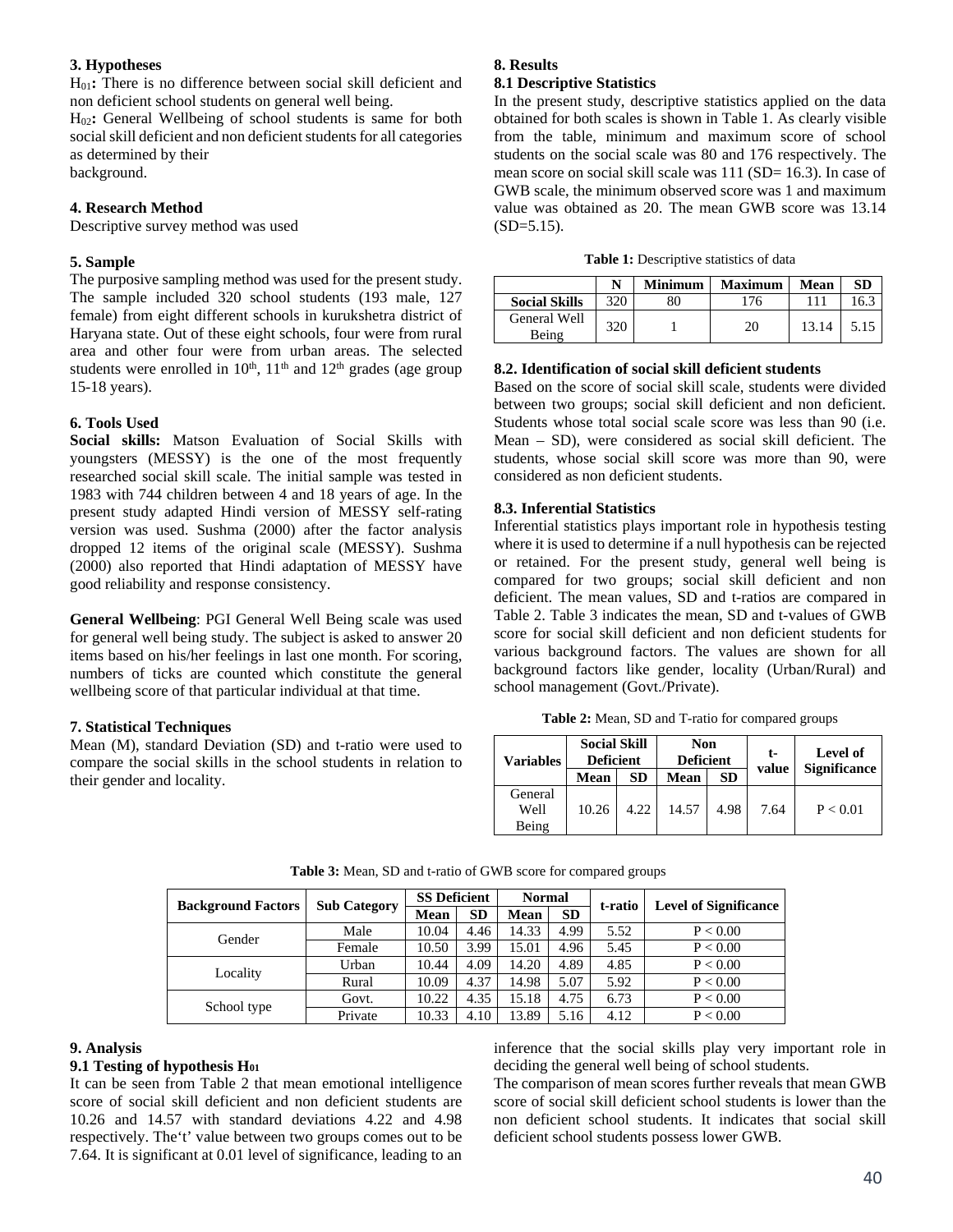### 3. Hypotheses

$H_{01}$**:** There is no difference between social skill deficient and non deficient school students on general well being.

$H_{02}$**:** General Wellbeing of school students is same for both social skill deficient and non deficient students for all categories as determined by their background.

### 4. Research Method

Descriptive survey method was used

### 5. Sample

The purposive sampling method was used for the present study. The sample included 320 school students (193 male, 127 female) from eight different schools in kurukshetra district of Haryana state. Out of these eight schools, four were from rural area and other four were from urban areas. The selected students were enrolled in 10th, 11th and 12th grades (age group 15-18 years).

### 6. Tools Used

**Social skills:** Matson Evaluation of Social Skills with youngsters (MESSY) is the one of the most frequently researched social skill scale. The initial sample was tested in 1983 with 744 children between 4 and 18 years of age. In the present study adapted Hindi version of MESSY self-rating version was used. Sushma (2000) after the factor analysis dropped 12 items of the original scale (MESSY). Sushma (2000) also reported that Hindi adaptation of MESSY have good reliability and response consistency.

**General Wellbeing**: PGI General Well Being scale was used for general well being study. The subject is asked to answer 20 items based on his/her feelings in last one month. For scoring, numbers of ticks are counted which constitute the general wellbeing score of that particular individual at that time.

### 7. Statistical Techniques

Mean (M), standard Deviation (SD) and t-ratio were used to compare the social skills in the school students in relation to their gender and locality.

### 8. Results

#### 8.1 Descriptive Statistics

In the present study, descriptive statistics applied on the data obtained for both scales is shown in Table 1. As clearly visible from the table, minimum and maximum score of school students on the social scale was 80 and 176 respectively. The mean score on social skill scale was 111 (SD= 16.3). In case of GWB scale, the minimum observed score was 1 and maximum value was obtained as 20. The mean GWB score was 13.14 (SD=5.15).

**Table 1:** Descriptive statistics of data

| | N | Minimum | Maximum | Mean | SD |
|---|---|---|---|---|---|
| **Social Skills** | 320 | 80 | 176 | 111 | 16.3 |
| General Well Being | 320 | 1 | 20 | 13.14 | 5.15 |

#### 8.2. Identification of social skill deficient students

Based on the score of social skill scale, students were divided between two groups; social skill deficient and non deficient. Students whose total social scale score was less than 90 (i.e. Mean – SD), were considered as social skill deficient. The students, whose social skill score was more than 90, were considered as non deficient students.

#### 8.3. Inferential Statistics

Inferential statistics plays important role in hypothesis testing where it is used to determine if a null hypothesis can be rejected or retained. For the present study, general well being is compared for two groups; social skill deficient and non deficient. The mean values, SD and t-ratios are compared in Table 2. Table 3 indicates the mean, SD and t-values of GWB score for social skill deficient and non deficient students for various background factors. The values are shown for all background factors like gender, locality (Urban/Rural) and school management (Govt./Private).

**Table 2:** Mean, SD and T-ratio for compared groups

| Variables | Social Skill Deficient | | Non Deficient | | t-value | Level of Significance |
|---|---|---|---|---|---|---|
| | Mean | SD | Mean | SD | | |
| General Well Being | 10.26 | 4.22 | 14.57 | 4.98 | 7.64 | P < 0.01 |

**Table 3:** Mean, SD and t-ratio of GWB score for compared groups

| Background Factors | Sub Category | SS Deficient | | Normal | | t-ratio | Level of Significance |
|---|---|---|---|---|---|---|---|
| | | Mean | SD | Mean | SD | | |
| Gender | Male | 10.04 | 4.46 | 14.33 | 4.99 | 5.52 | P < 0.00 |
| | Female | 10.50 | 3.99 | 15.01 | 4.96 | 5.45 | P < 0.00 |
| Locality | Urban | 10.44 | 4.09 | 14.20 | 4.89 | 4.85 | P < 0.00 |
| | Rural | 10.09 | 4.37 | 14.98 | 5.07 | 5.92 | P < 0.00 |
| School type | Govt. | 10.22 | 4.35 | 15.18 | 4.75 | 6.73 | P < 0.00 |
| | Private | 10.33 | 4.10 | 13.89 | 5.16 | 4.12 | P < 0.00 |

### 9. Analysis

#### 9.1 Testing of hypothesis $H_{01}$

It can be seen from Table 2 that mean emotional intelligence score of social skill deficient and non deficient students are 10.26 and 14.57 with standard deviations 4.22 and 4.98 respectively. The't' value between two groups comes out to be 7.64. It is significant at 0.01 level of significance, leading to an inference that the social skills play very important role in deciding the general well being of school students.

The comparison of mean scores further reveals that mean GWB score of social skill deficient school students is lower than the non deficient school students. It indicates that social skill deficient school students possess lower GWB.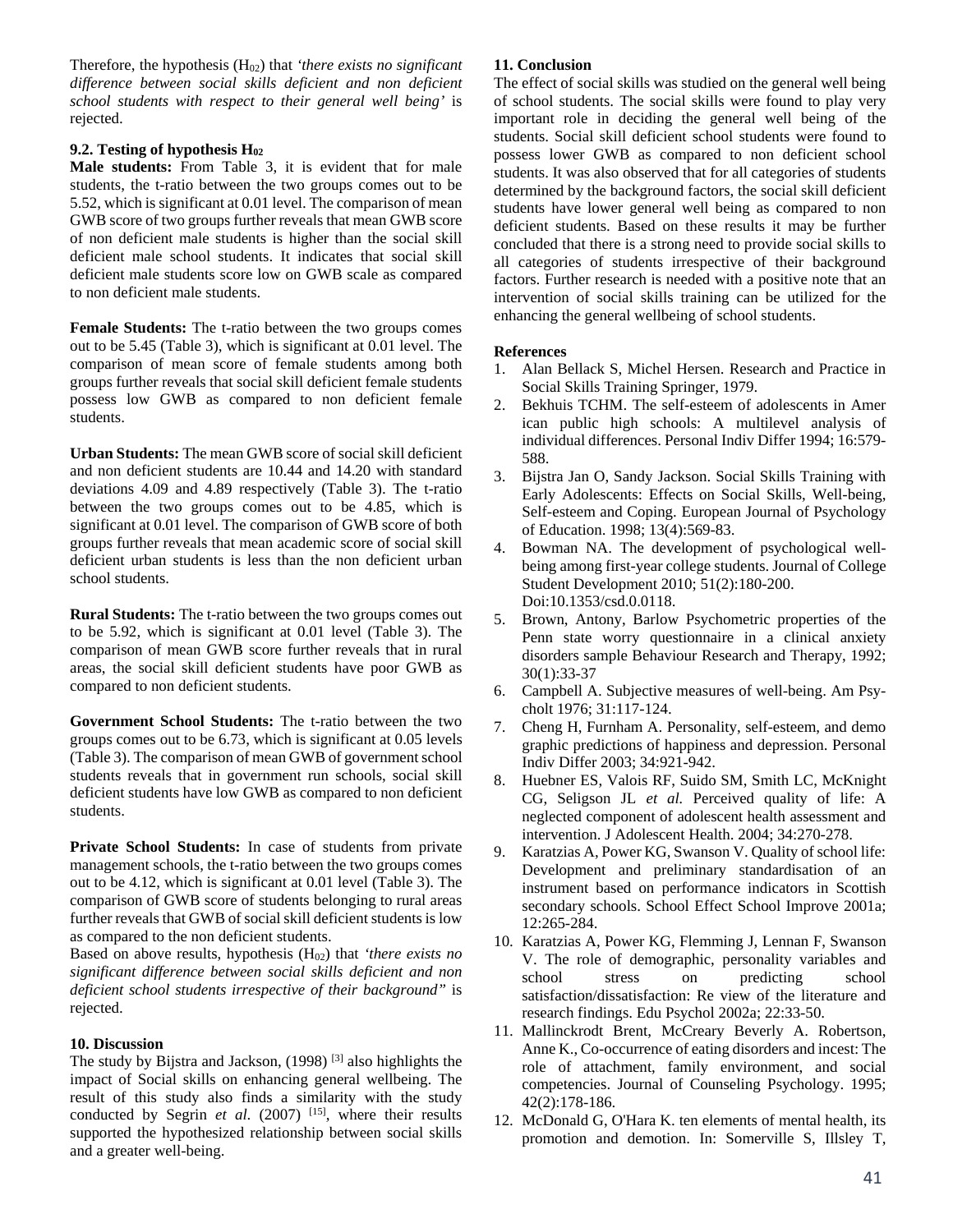Therefore, the hypothesis ($H_{02}$) that *'there exists no significant difference between social skills deficient and non deficient school students with respect to their general well being'* is rejected.

### 9.2. Testing of hypothesis $H_{02}$

**Male students:** From Table 3, it is evident that for male students, the t-ratio between the two groups comes out to be 5.52, which is significant at 0.01 level. The comparison of mean GWB score of two groups further reveals that mean GWB score of non deficient male students is higher than the social skill deficient male school students. It indicates that social skill deficient male students score low on GWB scale as compared to non deficient male students.

**Female Students:** The t-ratio between the two groups comes out to be 5.45 (Table 3), which is significant at 0.01 level. The comparison of mean score of female students among both groups further reveals that social skill deficient female students possess low GWB as compared to non deficient female students.

**Urban Students:** The mean GWB score of social skill deficient and non deficient students are 10.44 and 14.20 with standard deviations 4.09 and 4.89 respectively (Table 3). The t-ratio between the two groups comes out to be 4.85, which is significant at 0.01 level. The comparison of GWB score of both groups further reveals that mean academic score of social skill deficient urban students is less than the non deficient urban school students.

**Rural Students:** The t-ratio between the two groups comes out to be 5.92, which is significant at 0.01 level (Table 3). The comparison of mean GWB score further reveals that in rural areas, the social skill deficient students have poor GWB as compared to non deficient students.

**Government School Students:** The t-ratio between the two groups comes out to be 6.73, which is significant at 0.05 levels (Table 3). The comparison of mean GWB of government school students reveals that in government run schools, social skill deficient students have low GWB as compared to non deficient students.

**Private School Students:** In case of students from private management schools, the t-ratio between the two groups comes out to be 4.12, which is significant at 0.01 level (Table 3). The comparison of GWB score of students belonging to rural areas further reveals that GWB of social skill deficient students is low as compared to the non deficient students.

Based on above results, hypothesis ($H_{02}$) that *'there exists no significant difference between social skills deficient and non deficient school students irrespective of their background"* is rejected.

### 10. Discussion

The study by Bijstra and Jackson, (1998) [3] also highlights the impact of Social skills on enhancing general wellbeing. The result of this study also finds a similarity with the study conducted by Segrin *et al*. (2007) [15], where their results supported the hypothesized relationship between social skills and a greater well-being.

### 11. Conclusion

The effect of social skills was studied on the general well being of school students. The social skills were found to play very important role in deciding the general well being of the students. Social skill deficient school students were found to possess lower GWB as compared to non deficient school students. It was also observed that for all categories of students determined by the background factors, the social skill deficient students have lower general well being as compared to non deficient students. Based on these results it may be further concluded that there is a strong need to provide social skills to all categories of students irrespective of their background factors. Further research is needed with a positive note that an intervention of social skills training can be utilized for the enhancing the general wellbeing of school students.

### References

1. Alan Bellack S, Michel Hersen. Research and Practice in Social Skills Training Springer, 1979.
2. Bekhuis TCHM. The self-esteem of adolescents in Amer ican public high schools: A multilevel analysis of individual differences. Personal Indiv Differ 1994; 16:579-588.
3. Bijstra Jan O, Sandy Jackson. Social Skills Training with Early Adolescents: Effects on Social Skills, Well-being, Self-esteem and Coping. European Journal of Psychology of Education. 1998; 13(4):569-83.
4. Bowman NA. The development of psychological well-being among first-year college students. Journal of College Student Development 2010; 51(2):180-200. Doi:10.1353/csd.0.0118.
5. Brown, Antony, Barlow Psychometric properties of the Penn state worry questionnaire in a clinical anxiety disorders sample Behaviour Research and Therapy, 1992; 30(1):33-37
6. Campbell A. Subjective measures of well-being. Am Psy-cholt 1976; 31:117-124.
7. Cheng H, Furnham A. Personality, self-esteem, and demo graphic predictions of happiness and depression. Personal Indiv Differ 2003; 34:921-942.
8. Huebner ES, Valois RF, Suido SM, Smith LC, McKnight CG, Seligson JL *et al.* Perceived quality of life: A neglected component of adolescent health assessment and intervention. J Adolescent Health. 2004; 34:270-278.
9. Karatzias A, Power KG, Swanson V. Quality of school life: Development and preliminary standardisation of an instrument based on performance indicators in Scottish secondary schools. School Effect School Improve 2001a; 12:265-284.
10. Karatzias A, Power KG, Flemming J, Lennan F, Swanson V. The role of demographic, personality variables and school stress on predicting school satisfaction/dissatisfaction: Re view of the literature and research findings. Edu Psychol 2002a; 22:33-50.
11. Mallinckrodt Brent, McCreary Beverly A. Robertson, Anne K., Co-occurrence of eating disorders and incest: The role of attachment, family environment, and social competencies. Journal of Counseling Psychology. 1995; 42(2):178-186.
12. McDonald G, O'Hara K. ten elements of mental health, its promotion and demotion. In: Somerville S, Illsley T,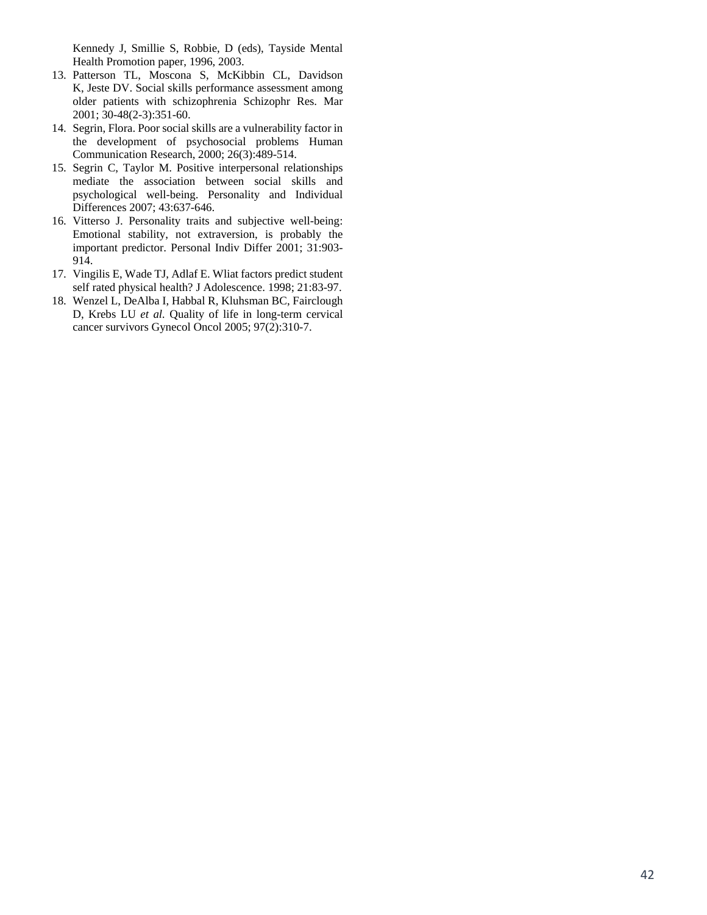Kennedy J, Smillie S, Robbie, D (eds), Tayside Mental Health Promotion paper, 1996, 2003.

13. Patterson TL, Moscona S, McKibbin CL, Davidson K, Jeste DV. Social skills performance assessment among older patients with schizophrenia Schizophr Res. Mar 2001; 30-48(2-3):351-60.
14. Segrin, Flora. Poor social skills are a vulnerability factor in the development of psychosocial problems Human Communication Research, 2000; 26(3):489-514.
15. Segrin C, Taylor M. Positive interpersonal relationships mediate the association between social skills and psychological well-being. Personality and Individual Differences 2007; 43:637-646.
16. Vitterso J. Personality traits and subjective well-being: Emotional stability, not extraversion, is probably the important predictor. Personal Indiv Differ 2001; 31:903-914.
17. Vingilis E, Wade TJ, Adlaf E. Wliat factors predict student self rated physical health? J Adolescence. 1998; 21:83-97.
18. Wenzel L, DeAlba I, Habbal R, Kluhsman BC, Fairclough D, Krebs LU *et al*. Quality of life in long-term cervical cancer survivors Gynecol Oncol 2005; 97(2):310-7.